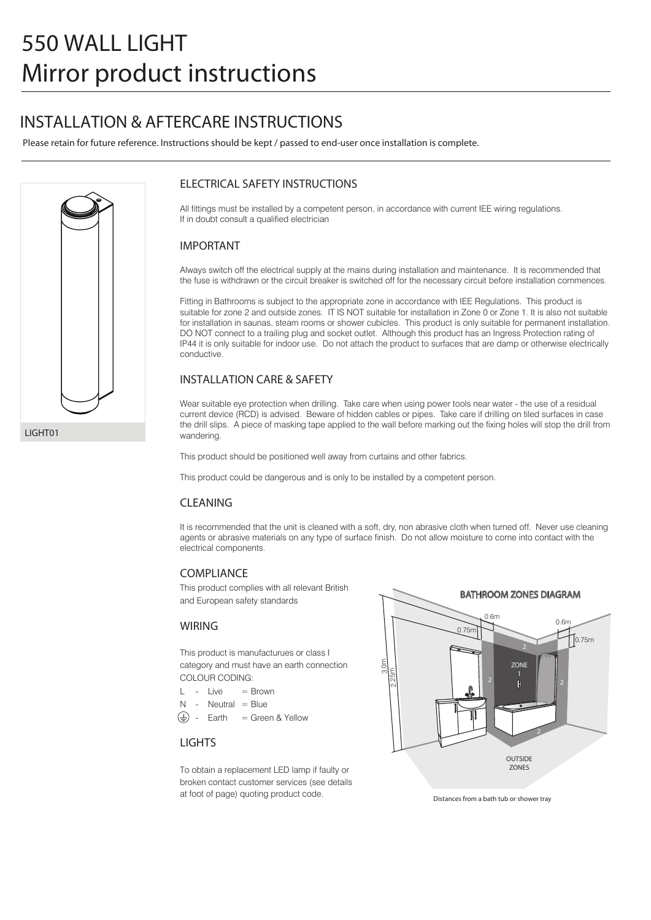# 550 WALL LIGHT
# Mirror product instructions

## INSTALLATION & AFTERCARE INSTRUCTIONS

Please retain for future reference. Instructions should be kept / passed to end-user once installation is complete.

LIGHT01

### ELECTRICAL SAFETY INSTRUCTIONS

All fittings must be installed by a competent person, in accordance with current IEE wiring regulations.
If in doubt consult a qualified electrician

### IMPORTANT

Always switch off the electrical supply at the mains during installation and maintenance. It is recommended that the fuse is withdrawn or the circuit breaker is switched off for the necessary circuit before installation commences.

Fitting in Bathrooms is subject to the appropriate zone in accordance with IEE Regulations. This product is suitable for zone 2 and outside zones. IT IS NOT suitable for installation in Zone 0 or Zone 1. It is also not suitable for installation in saunas, steam rooms or shower cubicles. This product is only suitable for permanent installation. DO NOT connect to a trailing plug and socket outlet. Although this product has an Ingress Protection rating of IP44 it is only suitable for indoor use. Do not attach the product to surfaces that are damp or otherwise electrically conductive.

### INSTALLATION CARE & SAFETY

Wear suitable eye protection when drilling. Take care when using power tools near water - the use of a residual current device (RCD) is advised. Beware of hidden cables or pipes. Take care if drilling on tiled surfaces in case the drill slips. A piece of masking tape applied to the wall before marking out the fixing holes will stop the drill from wandering.

This product should be positioned well away from curtains and other fabrics.

This product could be dangerous and is only to be installed by a competent person.

### CLEANING

It is recommended that the unit is cleaned with a soft, dry, non abrasive cloth when turned off. Never use cleaning agents or abrasive materials on any type of surface finish. Do not allow moisture to come into contact with the electrical components.

### COMPLIANCE

This product complies with all relevant British and European safety standards

### WIRING

This product is manufacturues or class I category and must have an earth connection
COLOUR CODING:

L - Live = Brown
N - Neutral = Blue
⏚ - Earth = Green & Yellow

### LIGHTS

To obtain a replacement LED lamp if faulty or broken contact customer services (see details at foot of page) quoting product code.

**BATHROOM ZONES DIAGRAM**

0.6m, 0.75m, 0.6m, 0.75m, 3.0m, 2.25m, ZONE 1, 2, 2, 2, 2, OUTSIDE ZONES

Distances from a bath tub or shower tray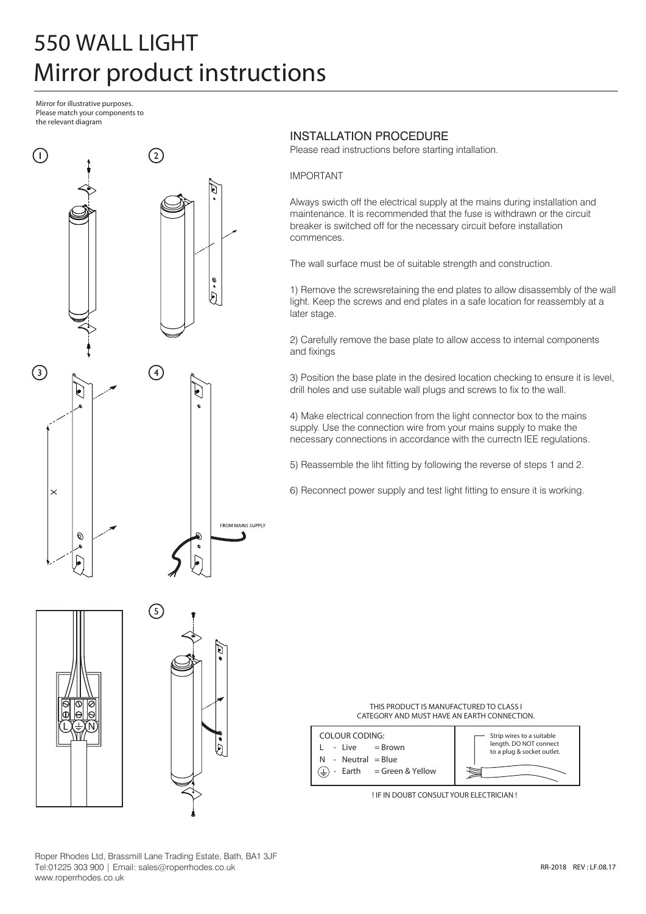# 550 WALL LIGHT
# Mirror product instructions

Mirror for illustrative purposes.
Please match your components to
the relevant diagram

1

2

3

4

X

FROM MAINS SUPPLY

L N

5

## INSTALLATION PROCEDURE

Please read instructions before starting intallation.

IMPORTANT

Always swicth off the electrical supply at the mains during installation and maintenance. It is recommended that the fuse is withdrawn or the circuit breaker is switched off for the necessary circuit before installation commences.

The wall surface must be of suitable strength and construction.

1) Remove the screwsretaining the end plates to allow disassembly of the wall light. Keep the screws and end plates in a safe location for reassembly at a later stage.

2) Carefully remove the base plate to allow access to internal components and fixings

3) Position the base plate in the desired location checking to ensure it is level, drill holes and use suitable wall plugs and screws to fix to the wall.

4) Make electrical connection from the light connector box to the mains supply. Use the connection wire from your mains supply to make the necessary connections in accordance with the currectn IEE regulations.

5) Reassemble the liht fitting by following the reverse of steps 1 and 2.

6) Reconnect power supply and test light fitting to ensure it is working.

THIS PRODUCT IS MANUFACTURED TO CLASS I CATEGORY AND MUST HAVE AN EARTH CONNECTION.

COLOUR CODING:
L - Live = Brown
N - Neutral = Blue
⏚ - Earth = Green & Yellow

Strip wires to a suitable length. DO NOT connect to a plug & socket outlet.

! IF IN DOUBT CONSULT YOUR ELECTRICIAN !

Roper Rhodes Ltd, Brassmill Lane Trading Estate, Bath, BA1 3JF
Tel:01225 303 900 | Email: sales@roperrhodes.co.uk
www.roperrhodes.co.uk

RR-2018 REV : LF.08.17